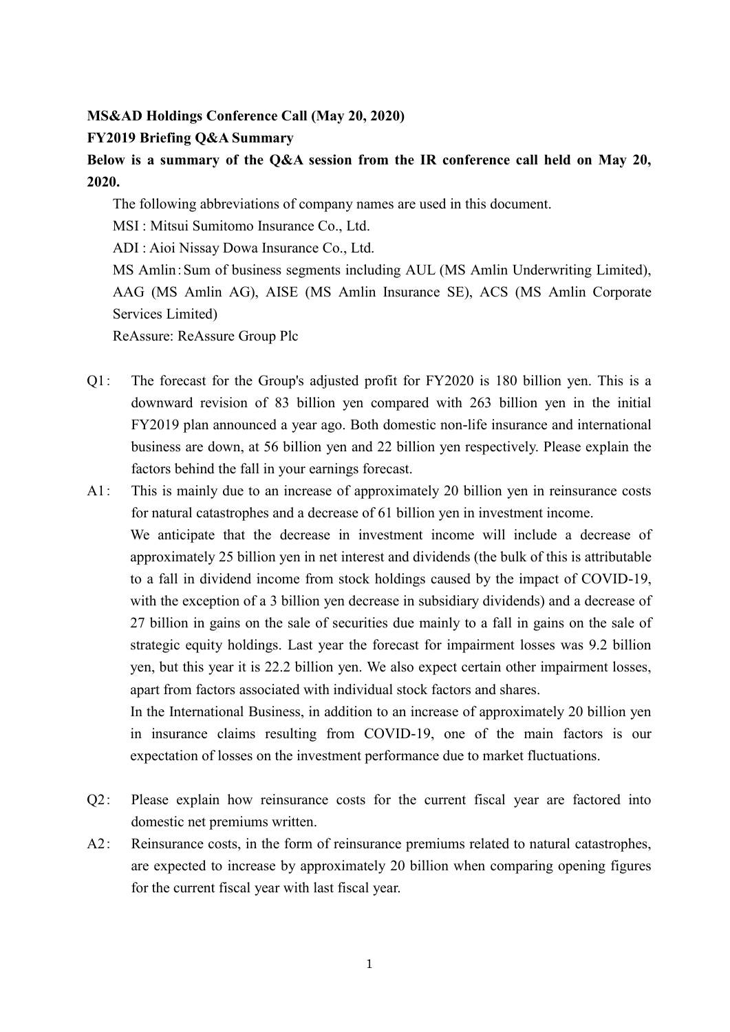**MS&AD Holdings Conference Call (May 20, 2020)**

**FY2019 Briefing Q&A Summary**

**Below is a summary of the Q&A session from the IR conference call held on May 20, 2020.**

The following abbreviations of company names are used in this document.

MSI : Mitsui Sumitomo Insurance Co., Ltd.

ADI : Aioi Nissay Dowa Insurance Co., Ltd.

MS Amlin：Sum of business segments including AUL (MS Amlin Underwriting Limited), AAG (MS Amlin AG), AISE (MS Amlin Insurance SE), ACS (MS Amlin Corporate Services Limited)

ReAssure: ReAssure Group Plc

Q1： The forecast for the Group's adjusted profit for FY2020 is 180 billion yen. This is a downward revision of 83 billion yen compared with 263 billion yen in the initial FY2019 plan announced a year ago. Both domestic non-life insurance and international business are down, at 56 billion yen and 22 billion yen respectively. Please explain the factors behind the fall in your earnings forecast.

A1： This is mainly due to an increase of approximately 20 billion yen in reinsurance costs for natural catastrophes and a decrease of 61 billion yen in investment income.

We anticipate that the decrease in investment income will include a decrease of approximately 25 billion yen in net interest and dividends (the bulk of this is attributable to a fall in dividend income from stock holdings caused by the impact of COVID-19, with the exception of a 3 billion yen decrease in subsidiary dividends) and a decrease of 27 billion in gains on the sale of securities due mainly to a fall in gains on the sale of strategic equity holdings. Last year the forecast for impairment losses was 9.2 billion yen, but this year it is 22.2 billion yen. We also expect certain other impairment losses, apart from factors associated with individual stock factors and shares.

In the International Business, in addition to an increase of approximately 20 billion yen in insurance claims resulting from COVID-19, one of the main factors is our expectation of losses on the investment performance due to market fluctuations.

Q2： Please explain how reinsurance costs for the current fiscal year are factored into domestic net premiums written.

A2： Reinsurance costs, in the form of reinsurance premiums related to natural catastrophes, are expected to increase by approximately 20 billion when comparing opening figures for the current fiscal year with last fiscal year.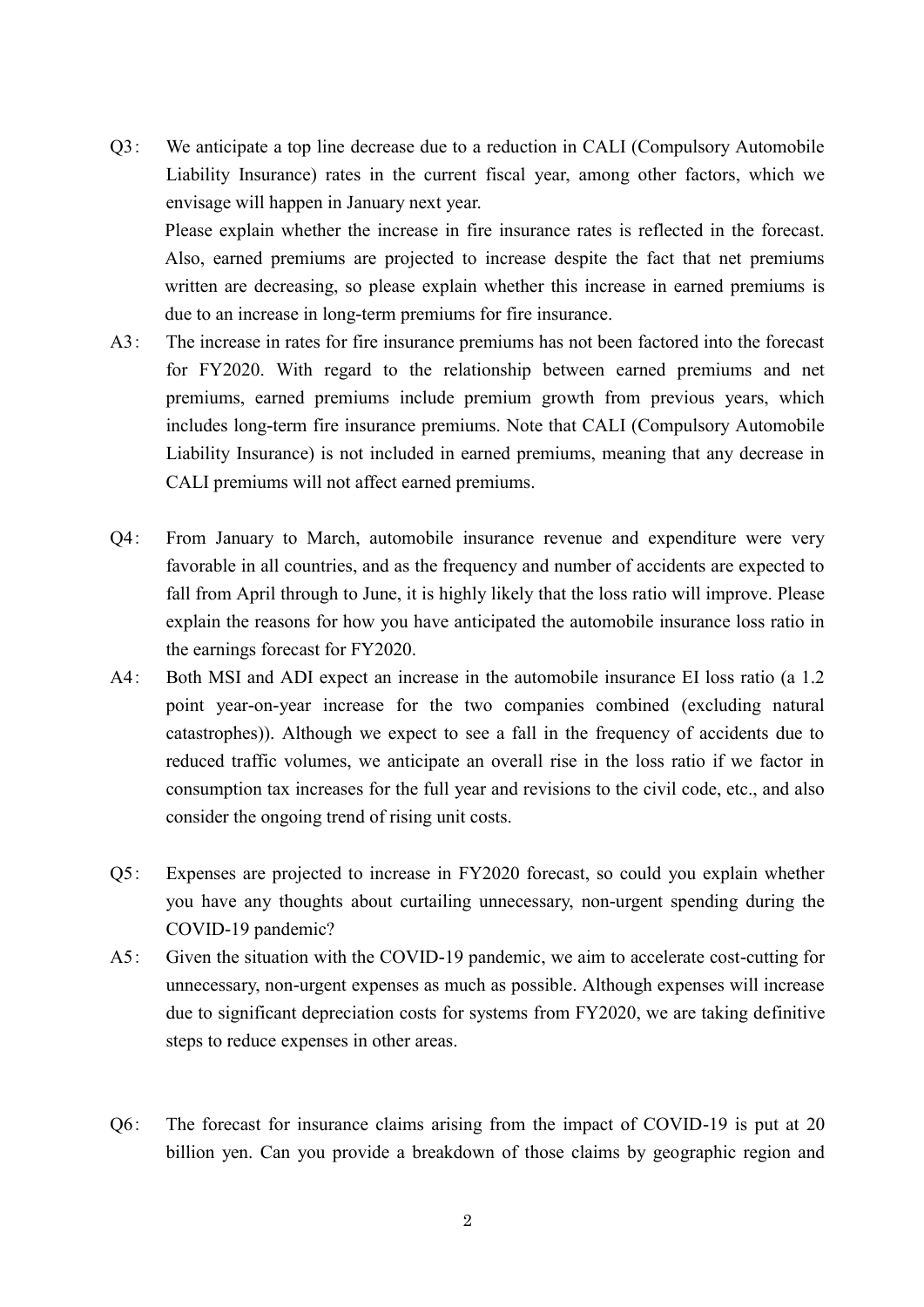Q3: We anticipate a top line decrease due to a reduction in CALI (Compulsory Automobile Liability Insurance) rates in the current fiscal year, among other factors, which we envisage will happen in January next year.
Please explain whether the increase in fire insurance rates is reflected in the forecast. Also, earned premiums are projected to increase despite the fact that net premiums written are decreasing, so please explain whether this increase in earned premiums is due to an increase in long-term premiums for fire insurance.

A3: The increase in rates for fire insurance premiums has not been factored into the forecast for FY2020. With regard to the relationship between earned premiums and net premiums, earned premiums include premium growth from previous years, which includes long-term fire insurance premiums. Note that CALI (Compulsory Automobile Liability Insurance) is not included in earned premiums, meaning that any decrease in CALI premiums will not affect earned premiums.

Q4: From January to March, automobile insurance revenue and expenditure were very favorable in all countries, and as the frequency and number of accidents are expected to fall from April through to June, it is highly likely that the loss ratio will improve. Please explain the reasons for how you have anticipated the automobile insurance loss ratio in the earnings forecast for FY2020.

A4: Both MSI and ADI expect an increase in the automobile insurance EI loss ratio (a 1.2 point year-on-year increase for the two companies combined (excluding natural catastrophes)). Although we expect to see a fall in the frequency of accidents due to reduced traffic volumes, we anticipate an overall rise in the loss ratio if we factor in consumption tax increases for the full year and revisions to the civil code, etc., and also consider the ongoing trend of rising unit costs.

Q5: Expenses are projected to increase in FY2020 forecast, so could you explain whether you have any thoughts about curtailing unnecessary, non-urgent spending during the COVID-19 pandemic?

A5: Given the situation with the COVID-19 pandemic, we aim to accelerate cost-cutting for unnecessary, non-urgent expenses as much as possible. Although expenses will increase due to significant depreciation costs for systems from FY2020, we are taking definitive steps to reduce expenses in other areas.

Q6: The forecast for insurance claims arising from the impact of COVID-19 is put at 20 billion yen. Can you provide a breakdown of those claims by geographic region and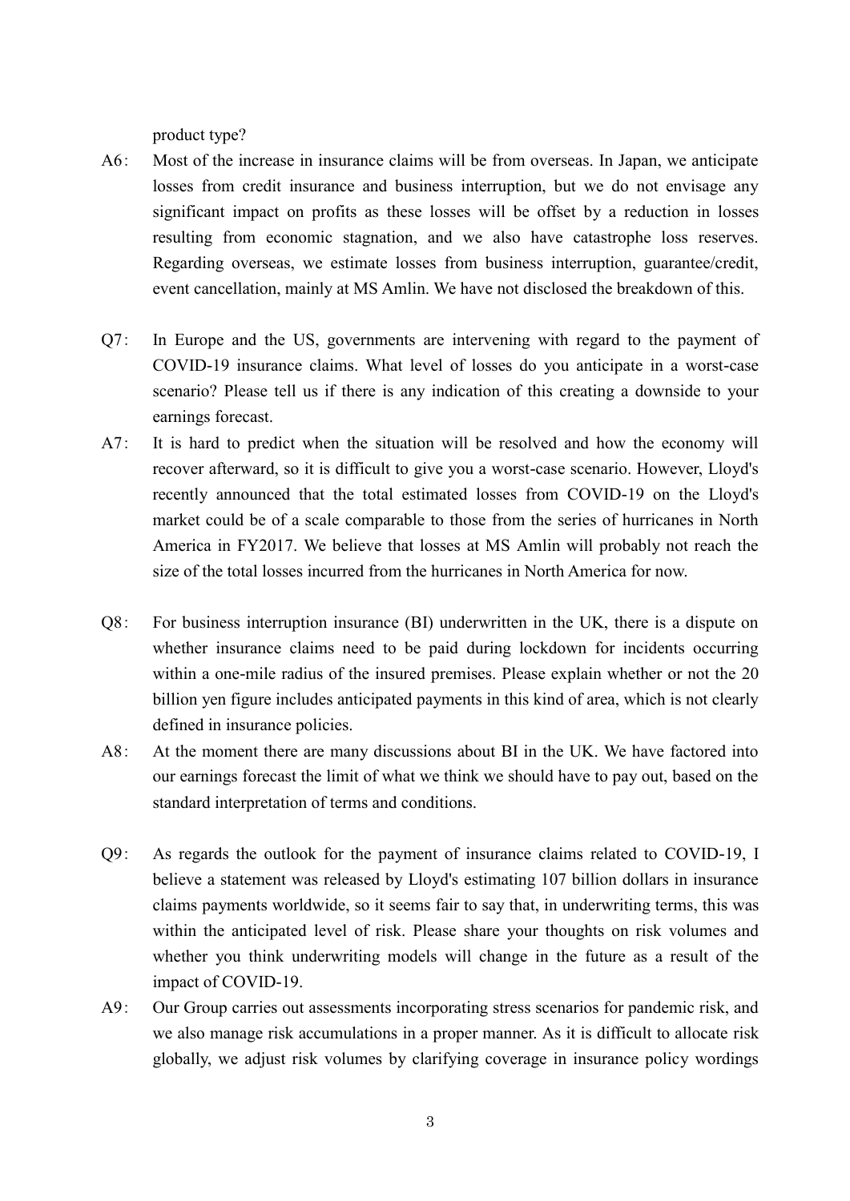product type?

A6: Most of the increase in insurance claims will be from overseas. In Japan, we anticipate losses from credit insurance and business interruption, but we do not envisage any significant impact on profits as these losses will be offset by a reduction in losses resulting from economic stagnation, and we also have catastrophe loss reserves. Regarding overseas, we estimate losses from business interruption, guarantee/credit, event cancellation, mainly at MS Amlin. We have not disclosed the breakdown of this.

Q7: In Europe and the US, governments are intervening with regard to the payment of COVID-19 insurance claims. What level of losses do you anticipate in a worst-case scenario? Please tell us if there is any indication of this creating a downside to your earnings forecast.

A7: It is hard to predict when the situation will be resolved and how the economy will recover afterward, so it is difficult to give you a worst-case scenario. However, Lloyd's recently announced that the total estimated losses from COVID-19 on the Lloyd's market could be of a scale comparable to those from the series of hurricanes in North America in FY2017. We believe that losses at MS Amlin will probably not reach the size of the total losses incurred from the hurricanes in North America for now.

Q8: For business interruption insurance (BI) underwritten in the UK, there is a dispute on whether insurance claims need to be paid during lockdown for incidents occurring within a one-mile radius of the insured premises. Please explain whether or not the 20 billion yen figure includes anticipated payments in this kind of area, which is not clearly defined in insurance policies.

A8: At the moment there are many discussions about BI in the UK. We have factored into our earnings forecast the limit of what we think we should have to pay out, based on the standard interpretation of terms and conditions.

Q9: As regards the outlook for the payment of insurance claims related to COVID-19, I believe a statement was released by Lloyd's estimating 107 billion dollars in insurance claims payments worldwide, so it seems fair to say that, in underwriting terms, this was within the anticipated level of risk. Please share your thoughts on risk volumes and whether you think underwriting models will change in the future as a result of the impact of COVID-19.

A9: Our Group carries out assessments incorporating stress scenarios for pandemic risk, and we also manage risk accumulations in a proper manner. As it is difficult to allocate risk globally, we adjust risk volumes by clarifying coverage in insurance policy wordings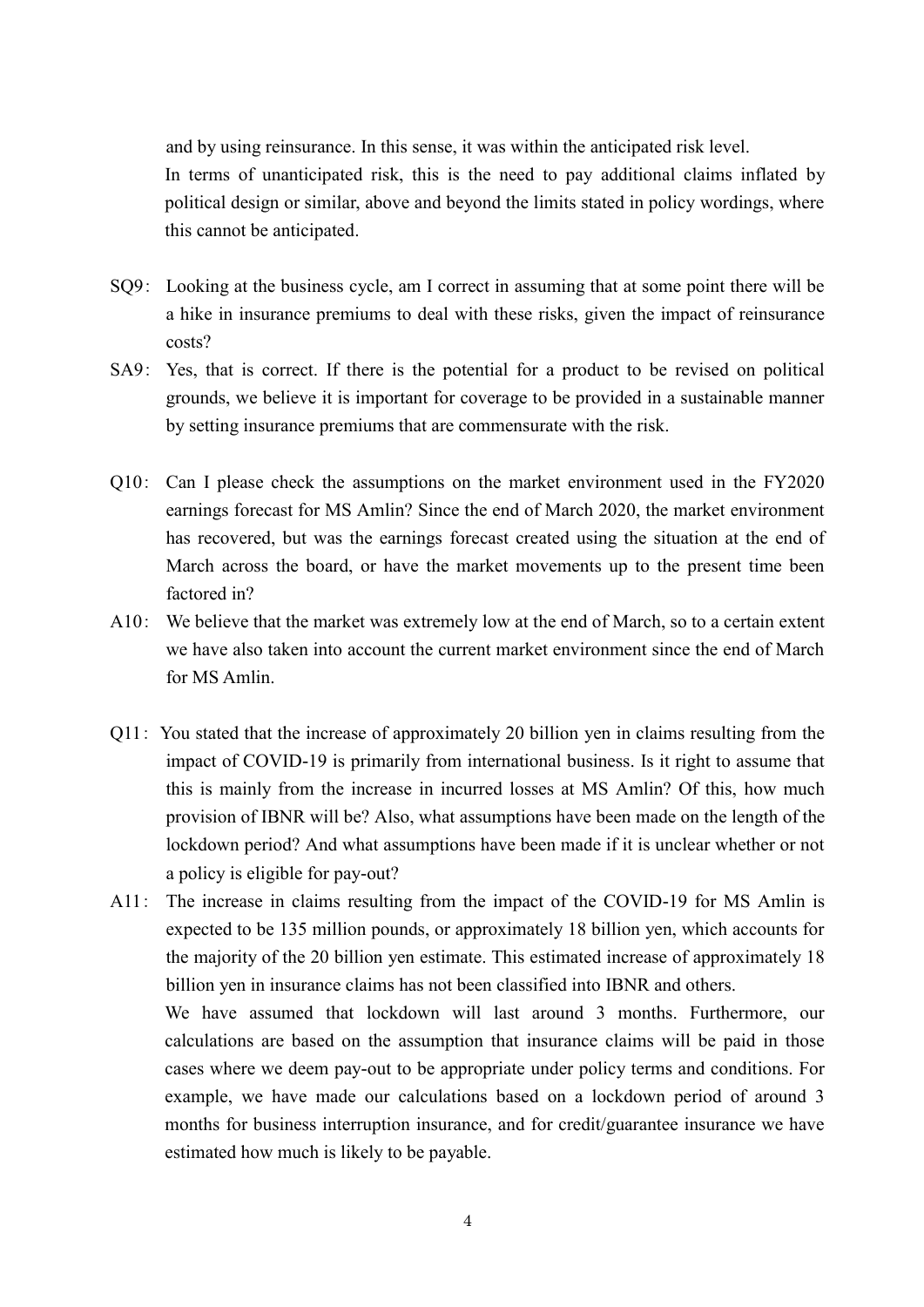and by using reinsurance. In this sense, it was within the anticipated risk level.

In terms of unanticipated risk, this is the need to pay additional claims inflated by political design or similar, above and beyond the limits stated in policy wordings, where this cannot be anticipated.

SQ9: Looking at the business cycle, am I correct in assuming that at some point there will be a hike in insurance premiums to deal with these risks, given the impact of reinsurance costs?

SA9: Yes, that is correct. If there is the potential for a product to be revised on political grounds, we believe it is important for coverage to be provided in a sustainable manner by setting insurance premiums that are commensurate with the risk.

Q10: Can I please check the assumptions on the market environment used in the FY2020 earnings forecast for MS Amlin? Since the end of March 2020, the market environment has recovered, but was the earnings forecast created using the situation at the end of March across the board, or have the market movements up to the present time been factored in?

A10: We believe that the market was extremely low at the end of March, so to a certain extent we have also taken into account the current market environment since the end of March for MS Amlin.

Q11: You stated that the increase of approximately 20 billion yen in claims resulting from the impact of COVID-19 is primarily from international business. Is it right to assume that this is mainly from the increase in incurred losses at MS Amlin? Of this, how much provision of IBNR will be? Also, what assumptions have been made on the length of the lockdown period? And what assumptions have been made if it is unclear whether or not a policy is eligible for pay-out?

A11: The increase in claims resulting from the impact of the COVID-19 for MS Amlin is expected to be 135 million pounds, or approximately 18 billion yen, which accounts for the majority of the 20 billion yen estimate. This estimated increase of approximately 18 billion yen in insurance claims has not been classified into IBNR and others.

We have assumed that lockdown will last around 3 months. Furthermore, our calculations are based on the assumption that insurance claims will be paid in those cases where we deem pay-out to be appropriate under policy terms and conditions. For example, we have made our calculations based on a lockdown period of around 3 months for business interruption insurance, and for credit/guarantee insurance we have estimated how much is likely to be payable.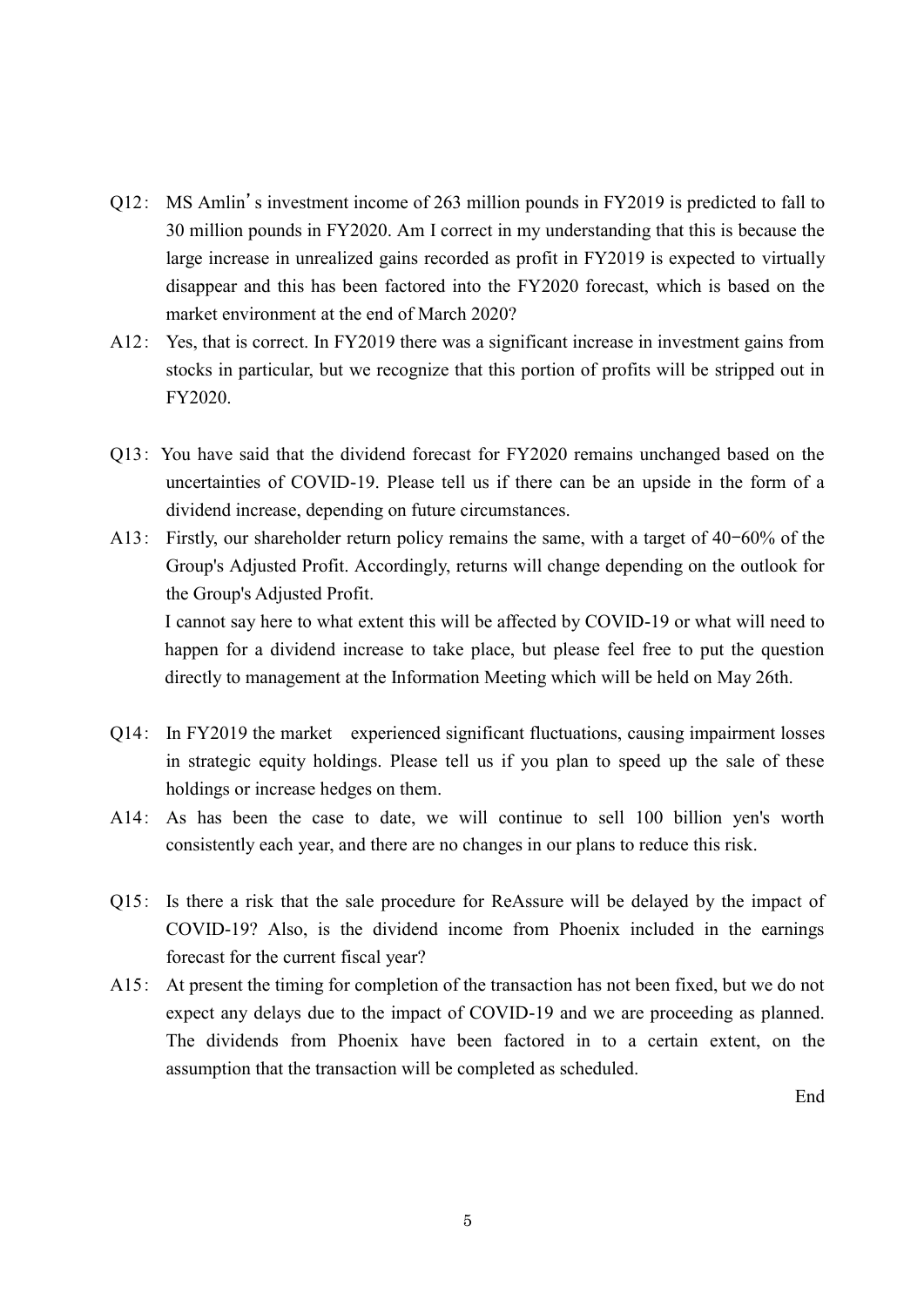Q12: MS Amlin's investment income of 263 million pounds in FY2019 is predicted to fall to 30 million pounds in FY2020. Am I correct in my understanding that this is because the large increase in unrealized gains recorded as profit in FY2019 is expected to virtually disappear and this has been factored into the FY2020 forecast, which is based on the market environment at the end of March 2020?

A12: Yes, that is correct. In FY2019 there was a significant increase in investment gains from stocks in particular, but we recognize that this portion of profits will be stripped out in FY2020.

Q13: You have said that the dividend forecast for FY2020 remains unchanged based on the uncertainties of COVID-19. Please tell us if there can be an upside in the form of a dividend increase, depending on future circumstances.

A13: Firstly, our shareholder return policy remains the same, with a target of 40−60% of the Group's Adjusted Profit. Accordingly, returns will change depending on the outlook for the Group's Adjusted Profit.

I cannot say here to what extent this will be affected by COVID-19 or what will need to happen for a dividend increase to take place, but please feel free to put the question directly to management at the Information Meeting which will be held on May 26th.

Q14: In FY2019 the market experienced significant fluctuations, causing impairment losses in strategic equity holdings. Please tell us if you plan to speed up the sale of these holdings or increase hedges on them.

A14: As has been the case to date, we will continue to sell 100 billion yen's worth consistently each year, and there are no changes in our plans to reduce this risk.

Q15: Is there a risk that the sale procedure for ReAssure will be delayed by the impact of COVID-19? Also, is the dividend income from Phoenix included in the earnings forecast for the current fiscal year?

A15: At present the timing for completion of the transaction has not been fixed, but we do not expect any delays due to the impact of COVID-19 and we are proceeding as planned. The dividends from Phoenix have been factored in to a certain extent, on the assumption that the transaction will be completed as scheduled.

End